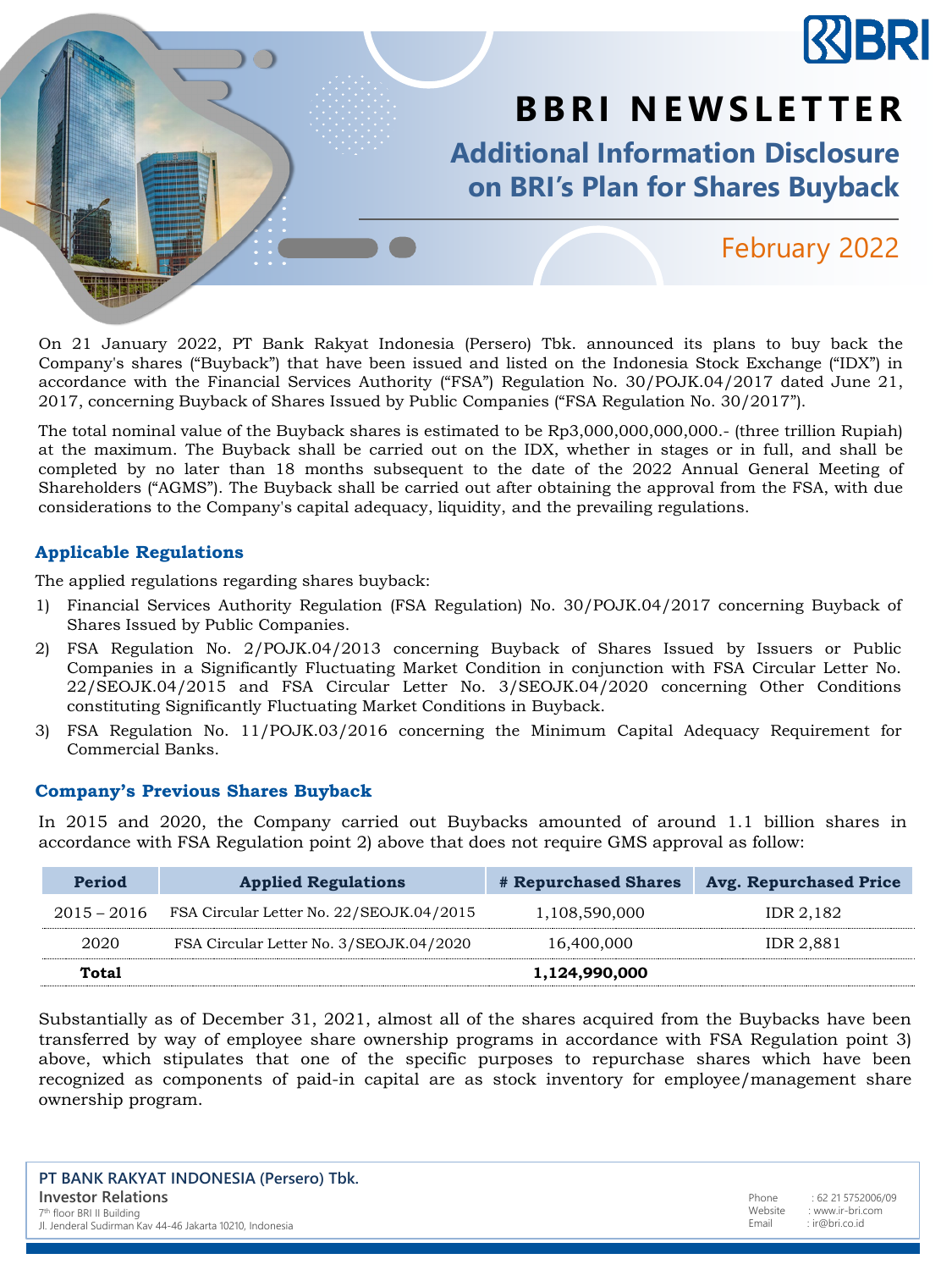# BBRI NEWSLETTER

## Additional Information Disclosure on BRI's Plan for Shares Buyback

February 2022

On 21 January 2022, PT Bank Rakyat Indonesia (Persero) Tbk. announced its plans to buy back the Company's shares ("Buyback") that have been issued and listed on the Indonesia Stock Exchange ("IDX") in accordance with the Financial Services Authority ("FSA") Regulation No. 30/POJK.04/2017 dated June 21, 2017, concerning Buyback of Shares Issued by Public Companies ("FSA Regulation No. 30/2017").

The total nominal value of the Buyback shares is estimated to be Rp3,000,000,000,000.- (three trillion Rupiah) at the maximum. The Buyback shall be carried out on the IDX, whether in stages or in full, and shall be completed by no later than 18 months subsequent to the date of the 2022 Annual General Meeting of Shareholders ("AGMS"). The Buyback shall be carried out after obtaining the approval from the FSA, with due considerations to the Company's capital adequacy, liquidity, and the prevailing regulations.

### Applicable Regulations

The applied regulations regarding shares buyback:

1) Financial Services Authority Regulation (FSA Regulation) No. 30/POJK.04/2017 concerning Buyback of Shares Issued by Public Companies.
2) FSA Regulation No. 2/POJK.04/2013 concerning Buyback of Shares Issued by Issuers or Public Companies in a Significantly Fluctuating Market Condition in conjunction with FSA Circular Letter No. 22/SEOJK.04/2015 and FSA Circular Letter No. 3/SEOJK.04/2020 concerning Other Conditions constituting Significantly Fluctuating Market Conditions in Buyback.
3) FSA Regulation No. 11/POJK.03/2016 concerning the Minimum Capital Adequacy Requirement for Commercial Banks.

### Company's Previous Shares Buyback

In 2015 and 2020, the Company carried out Buybacks amounted of around 1.1 billion shares in accordance with FSA Regulation point 2) above that does not require GMS approval as follow:

| Period | Applied Regulations | # Repurchased Shares | Avg. Repurchased Price |
|---|---|---|---|
| 2015 – 2016 | FSA Circular Letter No. 22/SEOJK.04/2015 | 1,108,590,000 | IDR 2,182 |
| 2020 | FSA Circular Letter No. 3/SEOJK.04/2020 | 16,400,000 | IDR 2,881 |
| **Total** | | **1,124,990,000** | |

Substantially as of December 31, 2021, almost all of the shares acquired from the Buybacks have been transferred by way of employee share ownership programs in accordance with FSA Regulation point 3) above, which stipulates that one of the specific purposes to repurchase shares which have been recognized as components of paid-in capital are as stock inventory for employee/management share ownership program.

**PT BANK RAKYAT INDONESIA (Persero) Tbk.**
**Investor Relations**
7th floor BRI II Building
Jl. Jenderal Sudirman Kav 44-46 Jakarta 10210, Indonesia

Phone : 62 21 5752006/09
Website : www.ir-bri.com
Email : ir@bri.co.id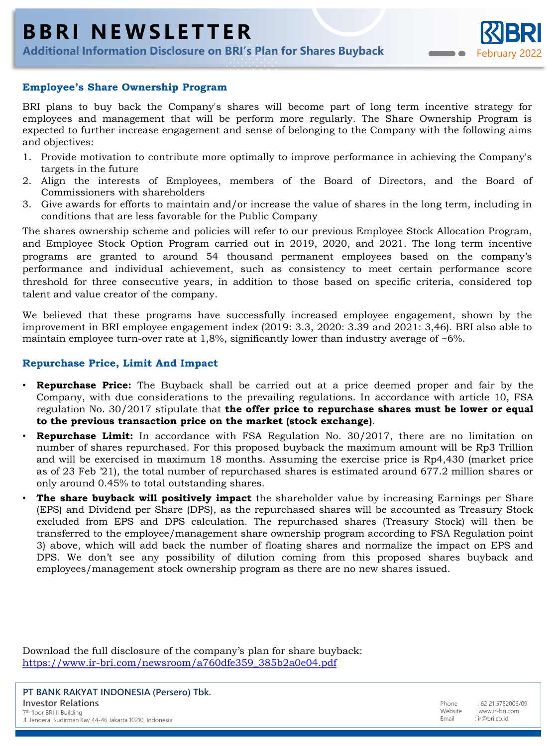## Employee's Share Ownership Program

BRI plans to buy back the Company's shares will become part of long term incentive strategy for employees and management that will be perform more regularly. The Share Ownership Program is expected to further increase engagement and sense of belonging to the Company with the following aims and objectives:

1. Provide motivation to contribute more optimally to improve performance in achieving the Company's targets in the future
2. Align the interests of Employees, members of the Board of Directors, and the Board of Commissioners with shareholders
3. Give awards for efforts to maintain and/or increase the value of shares in the long term, including in conditions that are less favorable for the Public Company

The shares ownership scheme and policies will refer to our previous Employee Stock Allocation Program, and Employee Stock Option Program carried out in 2019, 2020, and 2021. The long term incentive programs are granted to around 54 thousand permanent employees based on the company's performance and individual achievement, such as consistency to meet certain performance score threshold for three consecutive years, in addition to those based on specific criteria, considered top talent and value creator of the company.

We believed that these programs have successfully increased employee engagement, shown by the improvement in BRI employee engagement index (2019: 3.3, 2020: 3.39 and 2021: 3,46). BRI also able to maintain employee turn-over rate at 1,8%, significantly lower than industry average of ~6%.

## Repurchase Price, Limit And Impact

- **Repurchase Price:** The Buyback shall be carried out at a price deemed proper and fair by the Company, with due considerations to the prevailing regulations. In accordance with article 10, FSA regulation No. 30/2017 stipulate that **the offer price to repurchase shares must be lower or equal to the previous transaction price on the market (stock exchange)**.
- **Repurchase Limit:** In accordance with FSA Regulation No. 30/2017, there are no limitation on number of shares repurchased. For this proposed buyback the maximum amount will be Rp3 Trillion and will be exercised in maximum 18 months. Assuming the exercise price is Rp4,430 (market price as of 23 Feb '21), the total number of repurchased shares is estimated around 677.2 million shares or only around 0.45% to total outstanding shares.
- **The share buyback will positively impact** the shareholder value by increasing Earnings per Share (EPS) and Dividend per Share (DPS), as the repurchased shares will be accounted as Treasury Stock excluded from EPS and DPS calculation. The repurchased shares (Treasury Stock) will then be transferred to the employee/management share ownership program according to FSA Regulation point 3) above, which will add back the number of floating shares and normalize the impact on EPS and DPS. We don't see any possibility of dilution coming from this proposed shares buyback and employees/management stock ownership program as there are no new shares issued.

Download the full disclosure of the company's plan for share buyback:
https://www.ir-bri.com/newsroom/a760dfe359_385b2a0e04.pdf

**PT BANK RAKYAT INDONESIA (Persero) Tbk.**
**Investor Relations**
7th floor BRI II Building
Jl. Jenderal Sudirman Kav 44-46 Jakarta 10210, Indonesia

Phone : 62 21 5752006/09
Website : www.ir-bri.com
Email : ir@bri.co.id